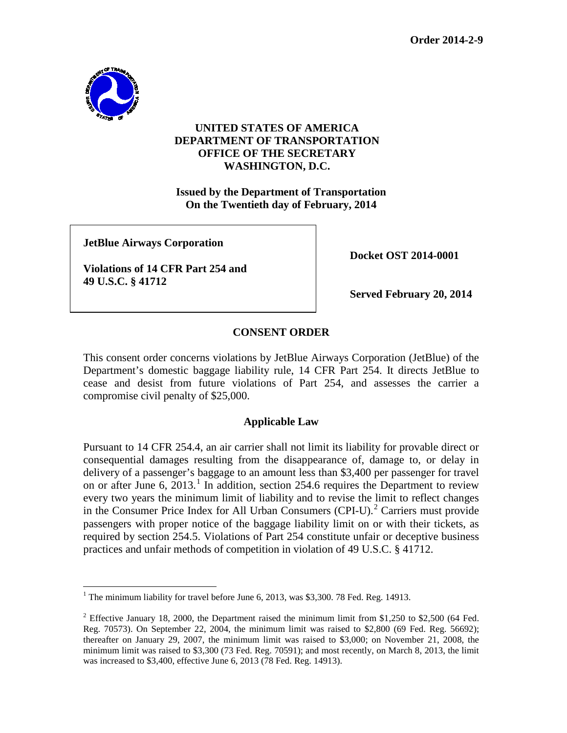**Order 2014-2-9**

**UNITED STATES OF AMERICA**
**DEPARTMENT OF TRANSPORTATION**
**OFFICE OF THE SECRETARY**
**WASHINGTON, D.C.**

**Issued by the Department of Transportation**
**On the Twentieth day of February, 2014**

| | |
|---|---|
| **JetBlue Airways Corporation**<br><br>**Violations of 14 CFR Part 254 and 49 U.S.C. § 41712** | **Docket OST 2014-0001**<br><br>**Served February 20, 2014** |

## CONSENT ORDER

This consent order concerns violations by JetBlue Airways Corporation (JetBlue) of the Department's domestic baggage liability rule, 14 CFR Part 254. It directs JetBlue to cease and desist from future violations of Part 254, and assesses the carrier a compromise civil penalty of $25,000.

### Applicable Law

Pursuant to 14 CFR 254.4, an air carrier shall not limit its liability for provable direct or consequential damages resulting from the disappearance of, damage to, or delay in delivery of a passenger's baggage to an amount less than $3,400 per passenger for travel on or after June 6, 2013.[1] In addition, section 254.6 requires the Department to review every two years the minimum limit of liability and to revise the limit to reflect changes in the Consumer Price Index for All Urban Consumers (CPI-U).[2] Carriers must provide passengers with proper notice of the baggage liability limit on or with their tickets, as required by section 254.5. Violations of Part 254 constitute unfair or deceptive business practices and unfair methods of competition in violation of 49 U.S.C. § 41712.

---

[1] The minimum liability for travel before June 6, 2013, was $3,300. 78 Fed. Reg. 14913.

[2] Effective January 18, 2000, the Department raised the minimum limit from $1,250 to $2,500 (64 Fed. Reg. 70573). On September 22, 2004, the minimum limit was raised to $2,800 (69 Fed. Reg. 56692); thereafter on January 29, 2007, the minimum limit was raised to $3,000; on November 21, 2008, the minimum limit was raised to $3,300 (73 Fed. Reg. 70591); and most recently, on March 8, 2013, the limit was increased to $3,400, effective June 6, 2013 (78 Fed. Reg. 14913).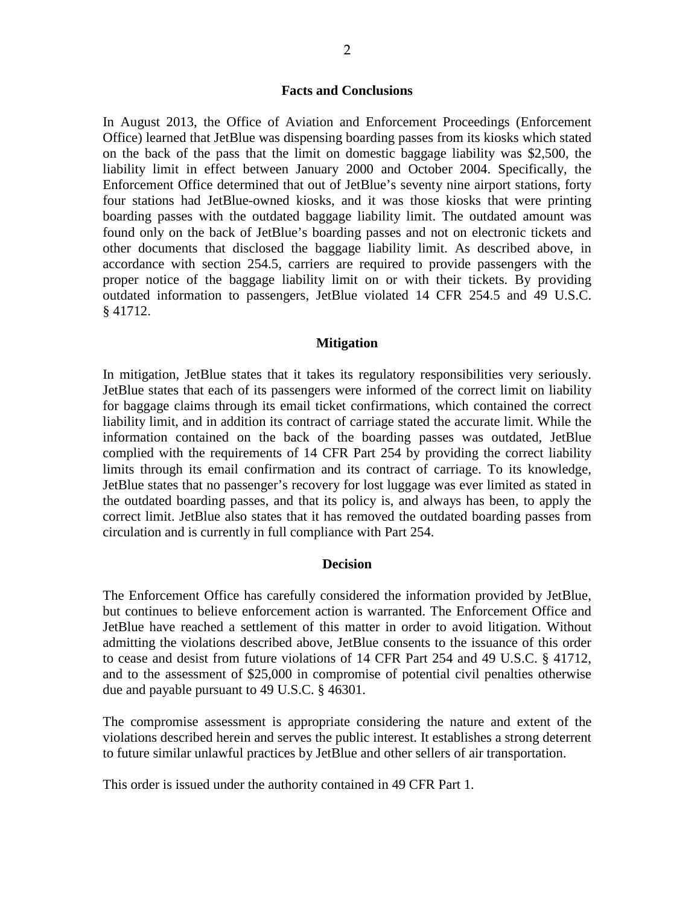## Facts and Conclusions

In August 2013, the Office of Aviation and Enforcement Proceedings (Enforcement Office) learned that JetBlue was dispensing boarding passes from its kiosks which stated on the back of the pass that the limit on domestic baggage liability was $2,500, the liability limit in effect between January 2000 and October 2004. Specifically, the Enforcement Office determined that out of JetBlue's seventy nine airport stations, forty four stations had JetBlue-owned kiosks, and it was those kiosks that were printing boarding passes with the outdated baggage liability limit. The outdated amount was found only on the back of JetBlue's boarding passes and not on electronic tickets and other documents that disclosed the baggage liability limit. As described above, in accordance with section 254.5, carriers are required to provide passengers with the proper notice of the baggage liability limit on or with their tickets. By providing outdated information to passengers, JetBlue violated 14 CFR 254.5 and 49 U.S.C. § 41712.

## Mitigation

In mitigation, JetBlue states that it takes its regulatory responsibilities very seriously. JetBlue states that each of its passengers were informed of the correct limit on liability for baggage claims through its email ticket confirmations, which contained the correct liability limit, and in addition its contract of carriage stated the accurate limit. While the information contained on the back of the boarding passes was outdated, JetBlue complied with the requirements of 14 CFR Part 254 by providing the correct liability limits through its email confirmation and its contract of carriage. To its knowledge, JetBlue states that no passenger's recovery for lost luggage was ever limited as stated in the outdated boarding passes, and that its policy is, and always has been, to apply the correct limit. JetBlue also states that it has removed the outdated boarding passes from circulation and is currently in full compliance with Part 254.

## Decision

The Enforcement Office has carefully considered the information provided by JetBlue, but continues to believe enforcement action is warranted. The Enforcement Office and JetBlue have reached a settlement of this matter in order to avoid litigation. Without admitting the violations described above, JetBlue consents to the issuance of this order to cease and desist from future violations of 14 CFR Part 254 and 49 U.S.C. § 41712, and to the assessment of $25,000 in compromise of potential civil penalties otherwise due and payable pursuant to 49 U.S.C. § 46301.

The compromise assessment is appropriate considering the nature and extent of the violations described herein and serves the public interest. It establishes a strong deterrent to future similar unlawful practices by JetBlue and other sellers of air transportation.

This order is issued under the authority contained in 49 CFR Part 1.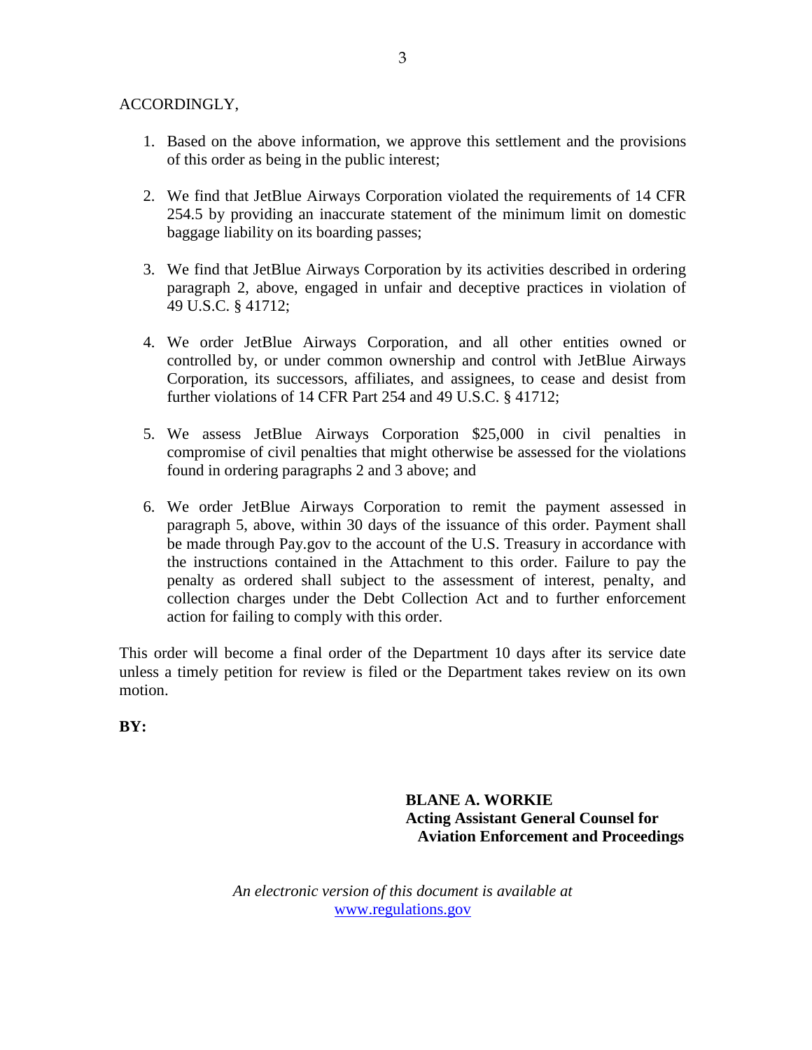ACCORDINGLY,

1. Based on the above information, we approve this settlement and the provisions of this order as being in the public interest;

2. We find that JetBlue Airways Corporation violated the requirements of 14 CFR 254.5 by providing an inaccurate statement of the minimum limit on domestic baggage liability on its boarding passes;

3. We find that JetBlue Airways Corporation by its activities described in ordering paragraph 2, above, engaged in unfair and deceptive practices in violation of 49 U.S.C. § 41712;

4. We order JetBlue Airways Corporation, and all other entities owned or controlled by, or under common ownership and control with JetBlue Airways Corporation, its successors, affiliates, and assignees, to cease and desist from further violations of 14 CFR Part 254 and 49 U.S.C. § 41712;

5. We assess JetBlue Airways Corporation $25,000 in civil penalties in compromise of civil penalties that might otherwise be assessed for the violations found in ordering paragraphs 2 and 3 above; and

6. We order JetBlue Airways Corporation to remit the payment assessed in paragraph 5, above, within 30 days of the issuance of this order. Payment shall be made through Pay.gov to the account of the U.S. Treasury in accordance with the instructions contained in the Attachment to this order. Failure to pay the penalty as ordered shall subject to the assessment of interest, penalty, and collection charges under the Debt Collection Act and to further enforcement action for failing to comply with this order.

This order will become a final order of the Department 10 days after its service date unless a timely petition for review is filed or the Department takes review on its own motion.

**BY:**

**BLANE A. WORKIE**
**Acting Assistant General Counsel for Aviation Enforcement and Proceedings**

*An electronic version of this document is available at* www.regulations.gov